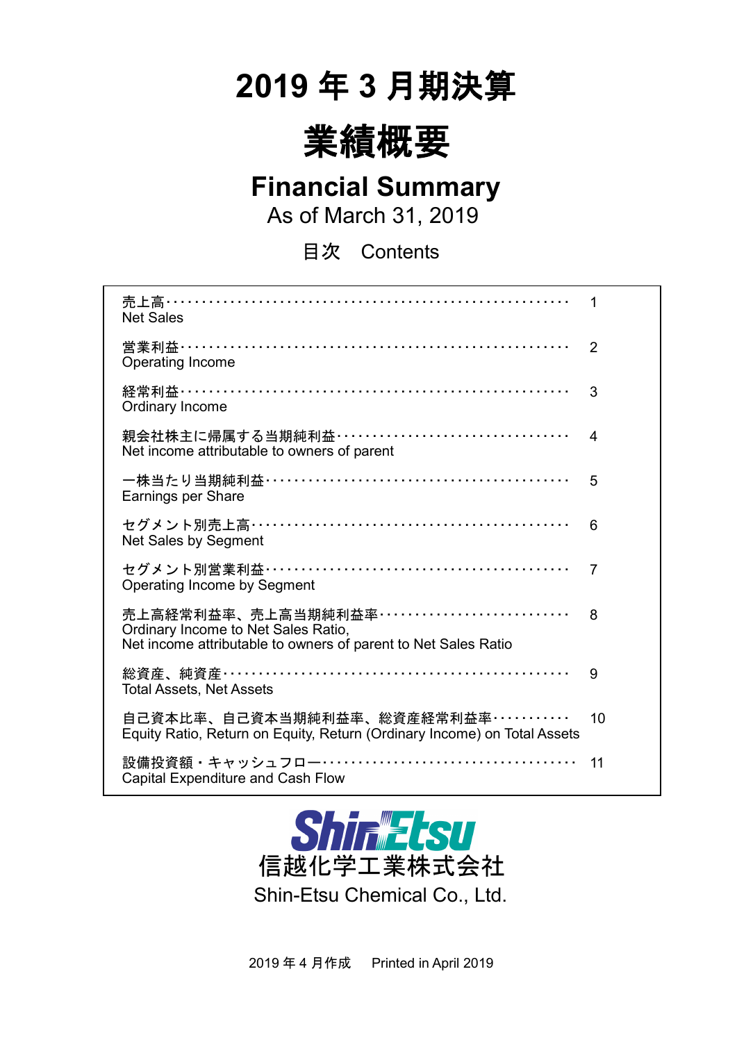# 2019年3月期決算

# 業績概要

## Financial Summary

As of March 31, 2019

目次　Contents

| | |
|---|---|
| 売上高<br>Net Sales | 1 |
| 営業利益<br>Operating Income | 2 |
| 経常利益<br>Ordinary Income | 3 |
| 親会社株主に帰属する当期純利益<br>Net income attributable to owners of parent | 4 |
| 一株当たり当期純利益<br>Earnings per Share | 5 |
| セグメント別売上高<br>Net Sales by Segment | 6 |
| セグメント別営業利益<br>Operating Income by Segment | 7 |
| 売上高経常利益率、売上高当期純利益率<br>Ordinary Income to Net Sales Ratio,<br>Net income attributable to owners of parent to Net Sales Ratio | 8 |
| 総資産、純資産<br>Total Assets, Net Assets | 9 |
| 自己資本比率、自己資本当期純利益率、総資産経常利益率<br>Equity Ratio, Return on Equity, Return (Ordinary Income) on Total Assets | 10 |
| 設備投資額・キャッシュフロー<br>Capital Expenditure and Cash Flow | 11 |

ShinEtsu

信越化学工業株式会社

Shin-Etsu Chemical Co., Ltd.

2019年4月作成　Printed in April 2019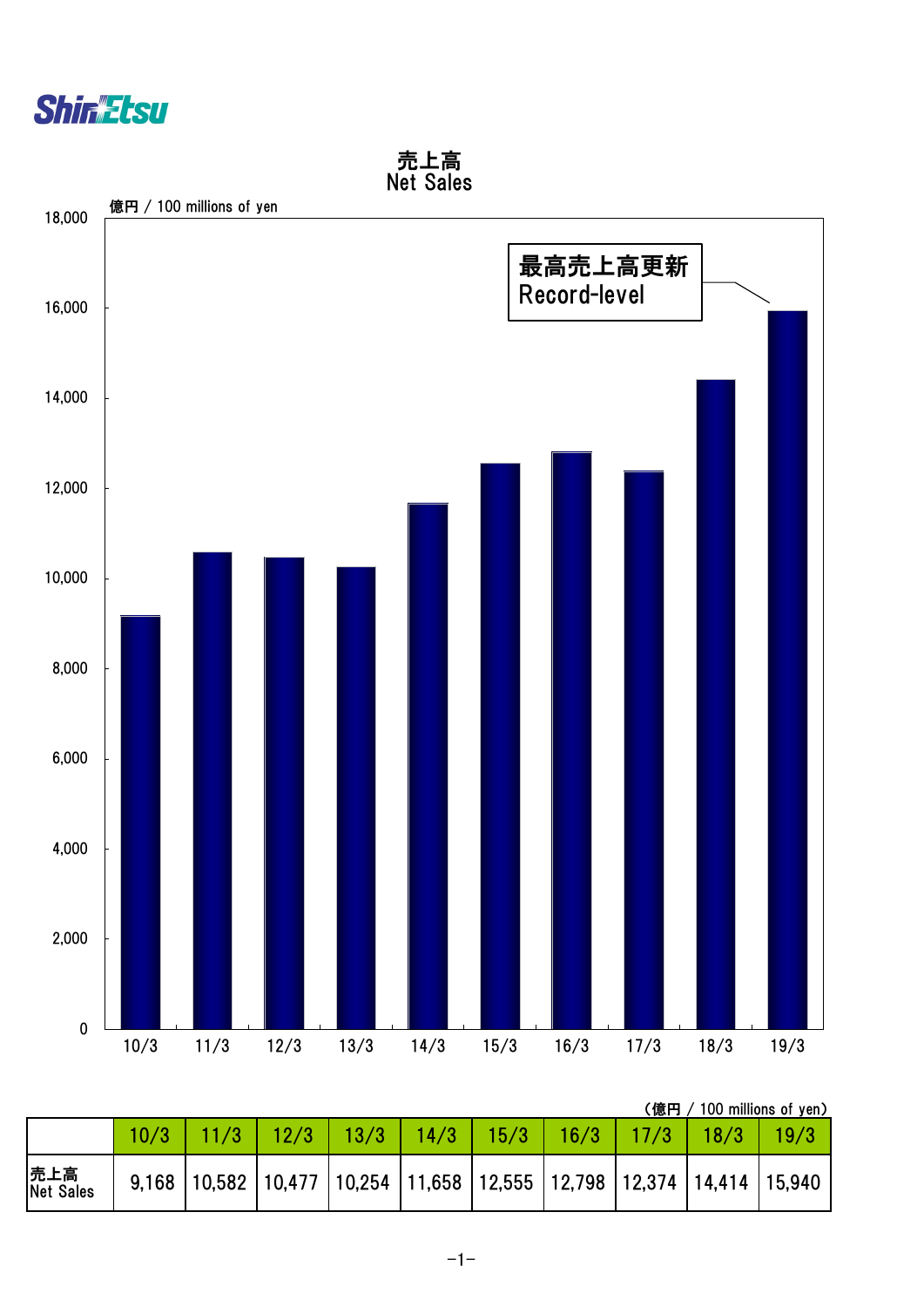# 売上高
# Net Sales

億円 / 100 millions of yen

最高売上高更新
Record-level

（億円 / 100 millions of yen）

| | 10/3 | 11/3 | 12/3 | 13/3 | 14/3 | 15/3 | 16/3 | 17/3 | 18/3 | 19/3 |
|---|---|---|---|---|---|---|---|---|---|---|
| 売上高 Net Sales | 9,168 | 10,582 | 10,477 | 10,254 | 11,658 | 12,555 | 12,798 | 12,374 | 14,414 | 15,940 |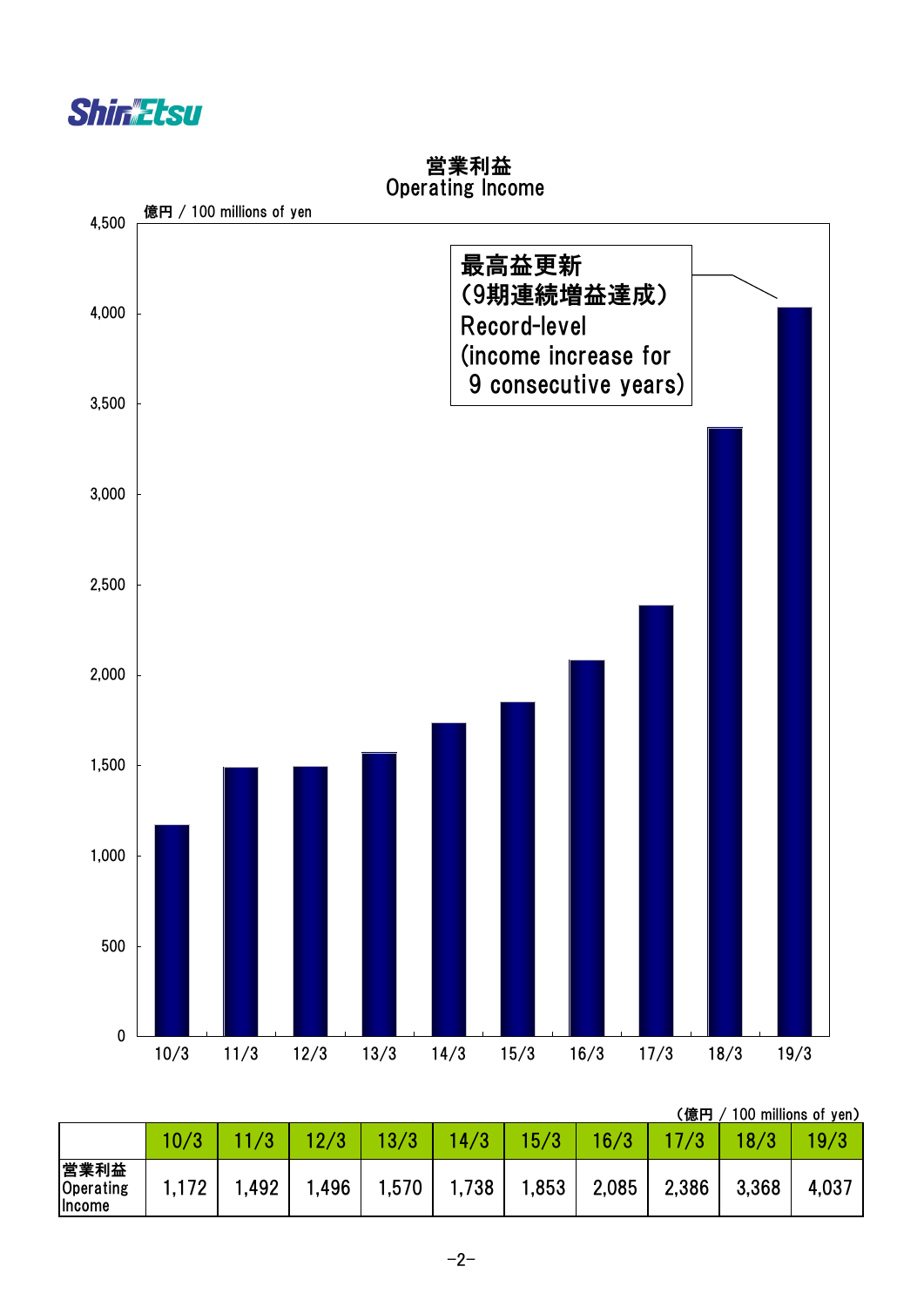# 営業利益
## Operating Income

億円 / 100 millions of yen

最高益更新
（9期連続増益達成）
Record-level
(income increase for 9 consecutive years)

（億円 / 100 millions of yen）

| | 10/3 | 11/3 | 12/3 | 13/3 | 14/3 | 15/3 | 16/3 | 17/3 | 18/3 | 19/3 |
|---|---|---|---|---|---|---|---|---|---|---|
| 営業利益 Operating Income | 1,172 | 1,492 | 1,496 | 1,570 | 1,738 | 1,853 | 2,085 | 2,386 | 3,368 | 4,037 |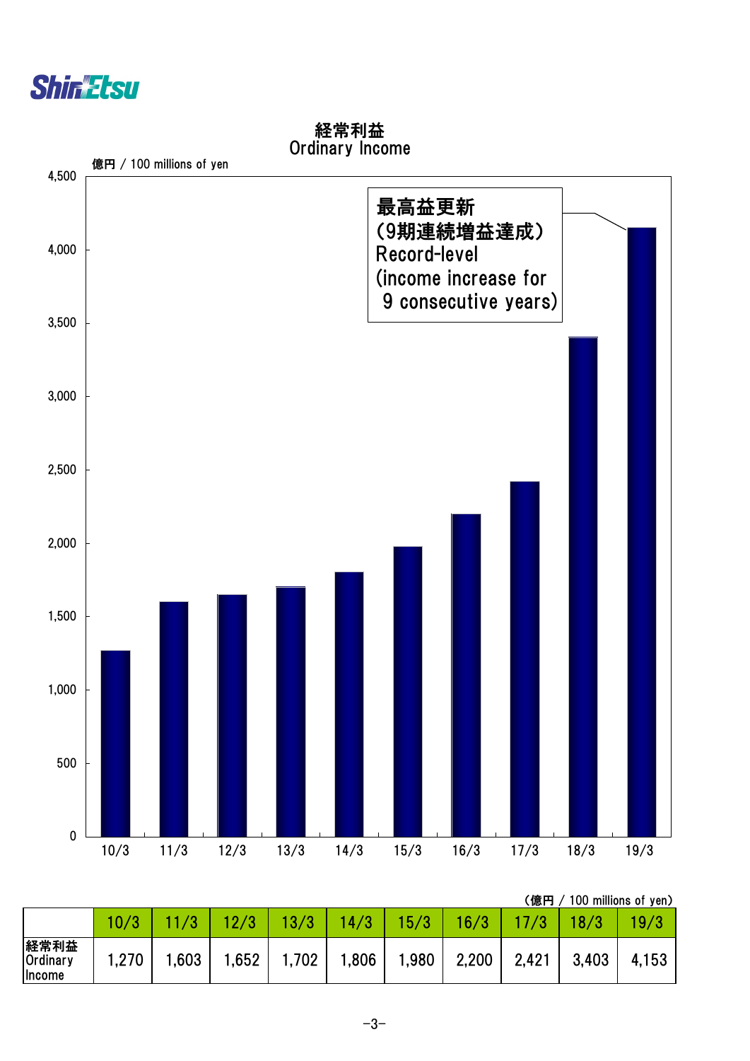# 経常利益
# Ordinary Income

億円 / 100 millions of yen

最高益更新
（9期連続増益達成）
Record-level
(income increase for
9 consecutive years)

（億円 / 100 millions of yen）

| | 10/3 | 11/3 | 12/3 | 13/3 | 14/3 | 15/3 | 16/3 | 17/3 | 18/3 | 19/3 |
|---|---|---|---|---|---|---|---|---|---|---|
| 経常利益 Ordinary Income | 1,270 | 1,603 | 1,652 | 1,702 | 1,806 | 1,980 | 2,200 | 2,421 | 3,403 | 4,153 |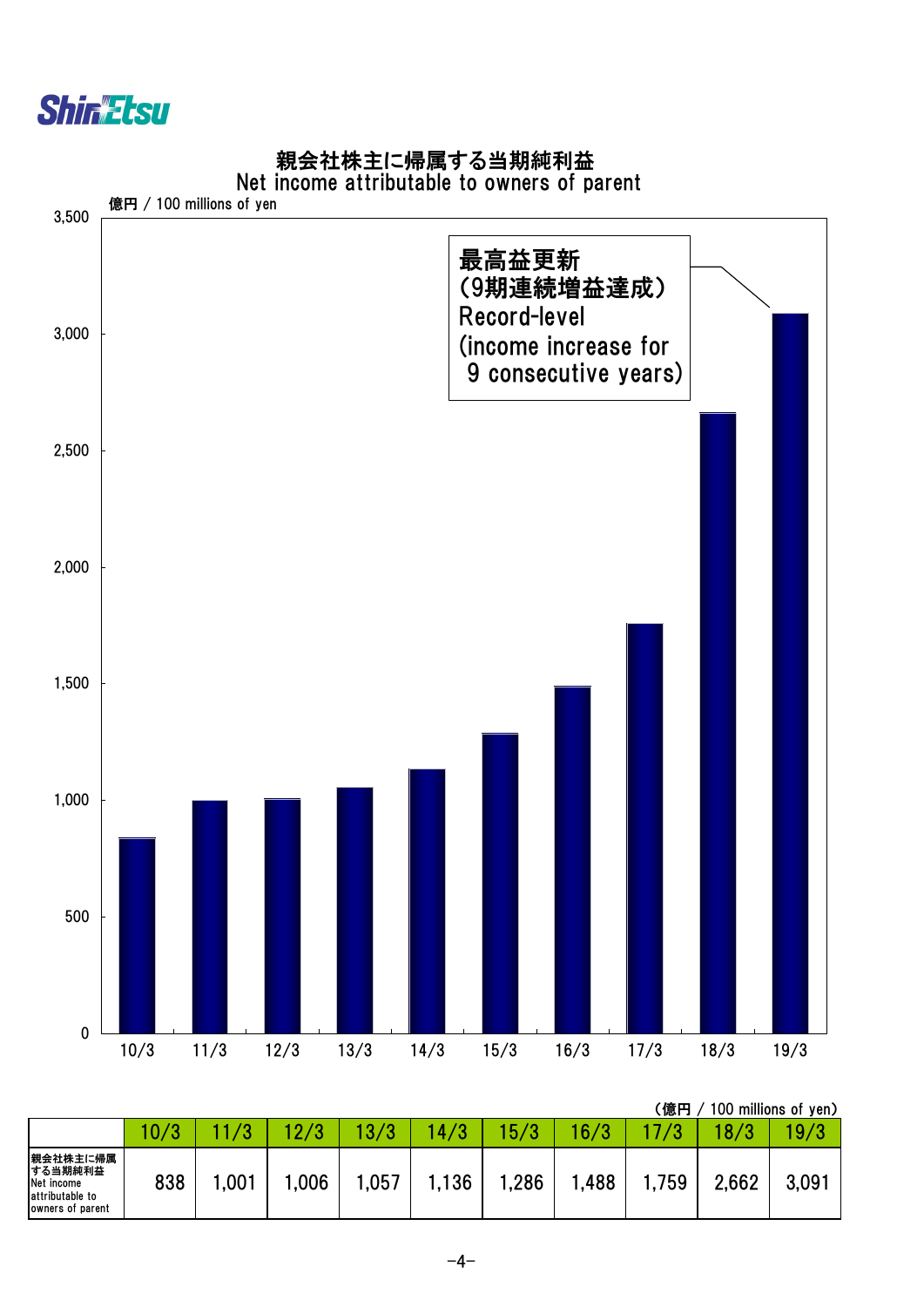# 親会社株主に帰属する当期純利益
# Net income attributable to owners of parent

億円 / 100 millions of yen

最高益更新
(9期連続増益達成)
Record-level
(income increase for
9 consecutive years)

(億円 / 100 millions of yen)

| | 10/3 | 11/3 | 12/3 | 13/3 | 14/3 | 15/3 | 16/3 | 17/3 | 18/3 | 19/3 |
|---|---|---|---|---|---|---|---|---|---|---|
| 親会社株主に帰属する当期純利益 Net income attributable to owners of parent | 838 | 1,001 | 1,006 | 1,057 | 1,136 | 1,286 | 1,488 | 1,759 | 2,662 | 3,091 |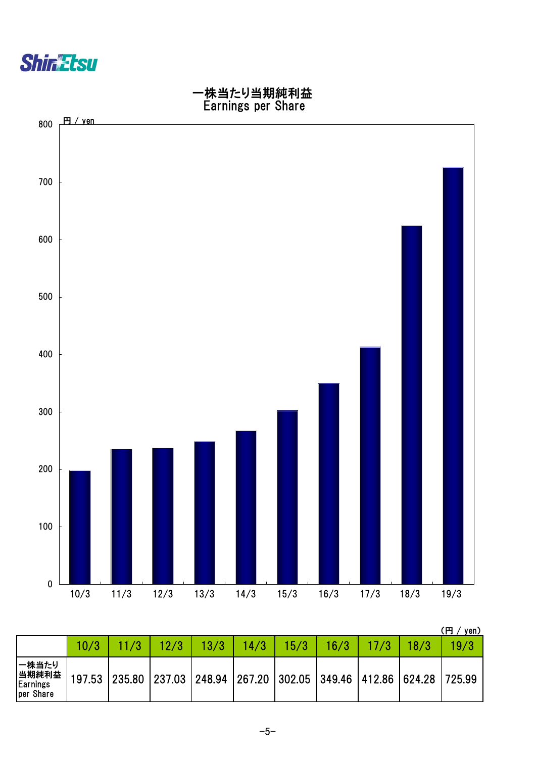# 一株当たり当期純利益
## Earnings per Share

(円 / yen)

| | 10/3 | 11/3 | 12/3 | 13/3 | 14/3 | 15/3 | 16/3 | 17/3 | 18/3 | 19/3 |
|---|---|---|---|---|---|---|---|---|---|---|
| 一株当たり当期純利益 Earnings per Share | 197.53 | 235.80 | 237.03 | 248.94 | 267.20 | 302.05 | 349.46 | 412.86 | 624.28 | 725.99 |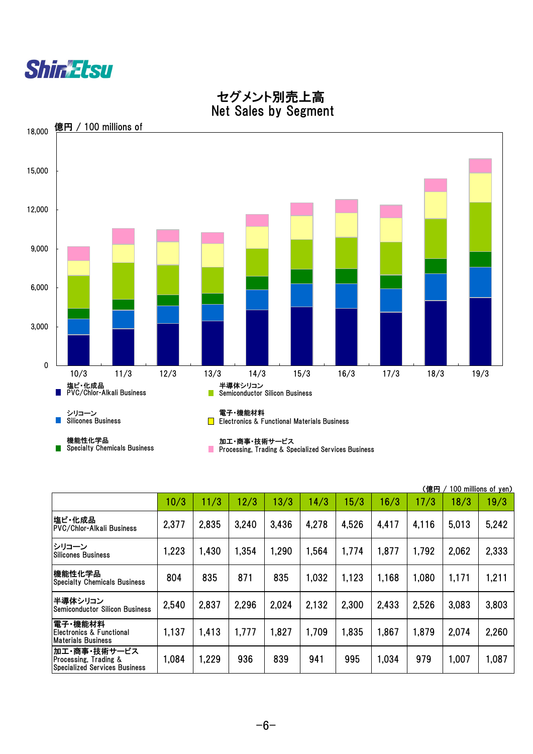# セグメント別売上高
# Net Sales by Segment

億円 / 100 millions of

塩ビ・化成品 PVC/Chlor-Alkali Business
シリコーン Silicones Business
機能性化学品 Specialty Chemicals Business
半導体シリコン Semiconductor Silicon Business
電子・機能材料 Electronics & Functional Materials Business
加工・商事・技術サービス Processing, Trading & Specialized Services Business

（億円 / 100 millions of yen）

| | 10/3 | 11/3 | 12/3 | 13/3 | 14/3 | 15/3 | 16/3 | 17/3 | 18/3 | 19/3 |
|---|---|---|---|---|---|---|---|---|---|---|
| 塩ビ・化成品 PVC/Chlor-Alkali Business | 2,377 | 2,835 | 3,240 | 3,436 | 4,278 | 4,526 | 4,417 | 4,116 | 5,013 | 5,242 |
| シリコーン Silicones Business | 1,223 | 1,430 | 1,354 | 1,290 | 1,564 | 1,774 | 1,877 | 1,792 | 2,062 | 2,333 |
| 機能性化学品 Specialty Chemicals Business | 804 | 835 | 871 | 835 | 1,032 | 1,123 | 1,168 | 1,080 | 1,171 | 1,211 |
| 半導体シリコン Semiconductor Silicon Business | 2,540 | 2,837 | 2,296 | 2,024 | 2,132 | 2,300 | 2,433 | 2,526 | 3,083 | 3,803 |
| 電子・機能材料 Electronics & Functional Materials Business | 1,137 | 1,413 | 1,777 | 1,827 | 1,709 | 1,835 | 1,867 | 1,879 | 2,074 | 2,260 |
| 加工・商事・技術サービス Processing, Trading & Specialized Services Business | 1,084 | 1,229 | 936 | 839 | 941 | 995 | 1,034 | 979 | 1,007 | 1,087 |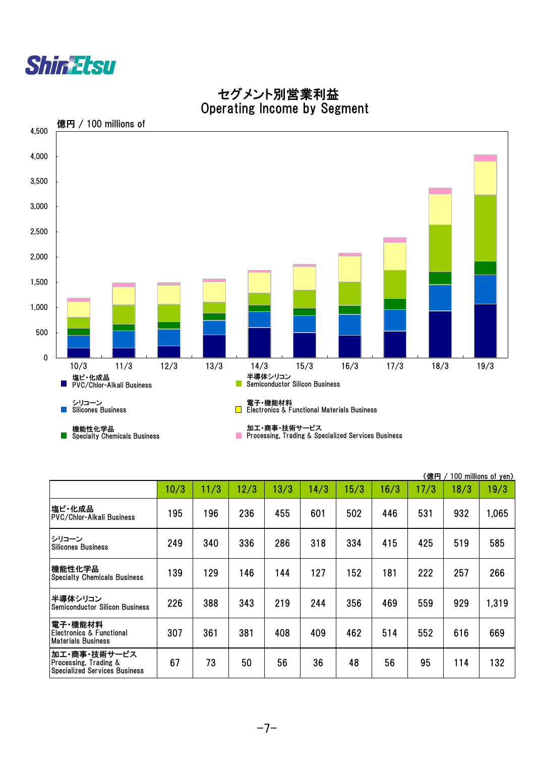# セグメント別営業利益
# Operating Income by Segment

億円 / 100 millions of

塩ビ・化成品 PVC/Chlor-Alkali Business
シリコーン Silicones Business
機能性化学品 Specialty Chemicals Business
半導体シリコン Semiconductor Silicon Business
電子・機能材料 Electronics & Functional Materials Business
加工・商事・技術サービス Processing, Trading & Specialized Services Business

（億円 / 100 millions of yen）

| | 10/3 | 11/3 | 12/3 | 13/3 | 14/3 | 15/3 | 16/3 | 17/3 | 18/3 | 19/3 |
|---|---|---|---|---|---|---|---|---|---|---|
| 塩ビ・化成品 PVC/Chlor-Alkali Business | 195 | 196 | 236 | 455 | 601 | 502 | 446 | 531 | 932 | 1,065 |
| シリコーン Silicones Business | 249 | 340 | 336 | 286 | 318 | 334 | 415 | 425 | 519 | 585 |
| 機能性化学品 Specialty Chemicals Business | 139 | 129 | 146 | 144 | 127 | 152 | 181 | 222 | 257 | 266 |
| 半導体シリコン Semiconductor Silicon Business | 226 | 388 | 343 | 219 | 244 | 356 | 469 | 559 | 929 | 1,319 |
| 電子・機能材料 Electronics & Functional Materials Business | 307 | 361 | 381 | 408 | 409 | 462 | 514 | 552 | 616 | 669 |
| 加工・商事・技術サービス Processing, Trading & Specialized Services Business | 67 | 73 | 50 | 56 | 36 | 48 | 56 | 95 | 114 | 132 |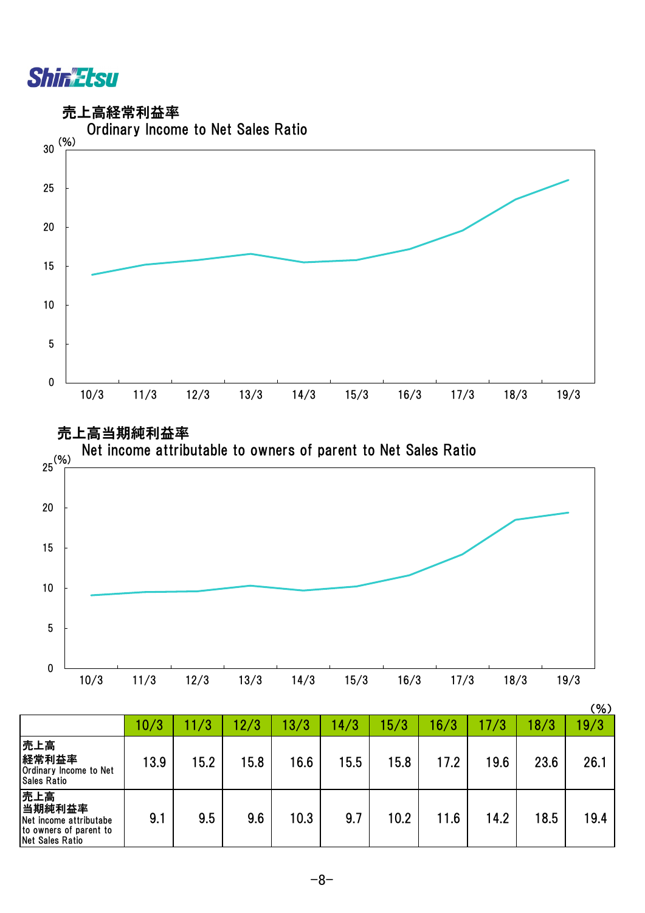## 売上高経常利益率
Ordinary Income to Net Sales Ratio

## 売上高当期純利益率
Net income attributable to owners of parent to Net Sales Ratio

(%)

| | 10/3 | 11/3 | 12/3 | 13/3 | 14/3 | 15/3 | 16/3 | 17/3 | 18/3 | 19/3 |
|---|---|---|---|---|---|---|---|---|---|---|
| 売上高経常利益率 Ordinary Income to Net Sales Ratio | 13.9 | 15.2 | 15.8 | 16.6 | 15.5 | 15.8 | 17.2 | 19.6 | 23.6 | 26.1 |
| 売上高当期純利益率 Net income attributabe to owners of parent to Net Sales Ratio | 9.1 | 9.5 | 9.6 | 10.3 | 9.7 | 10.2 | 11.6 | 14.2 | 18.5 | 19.4 |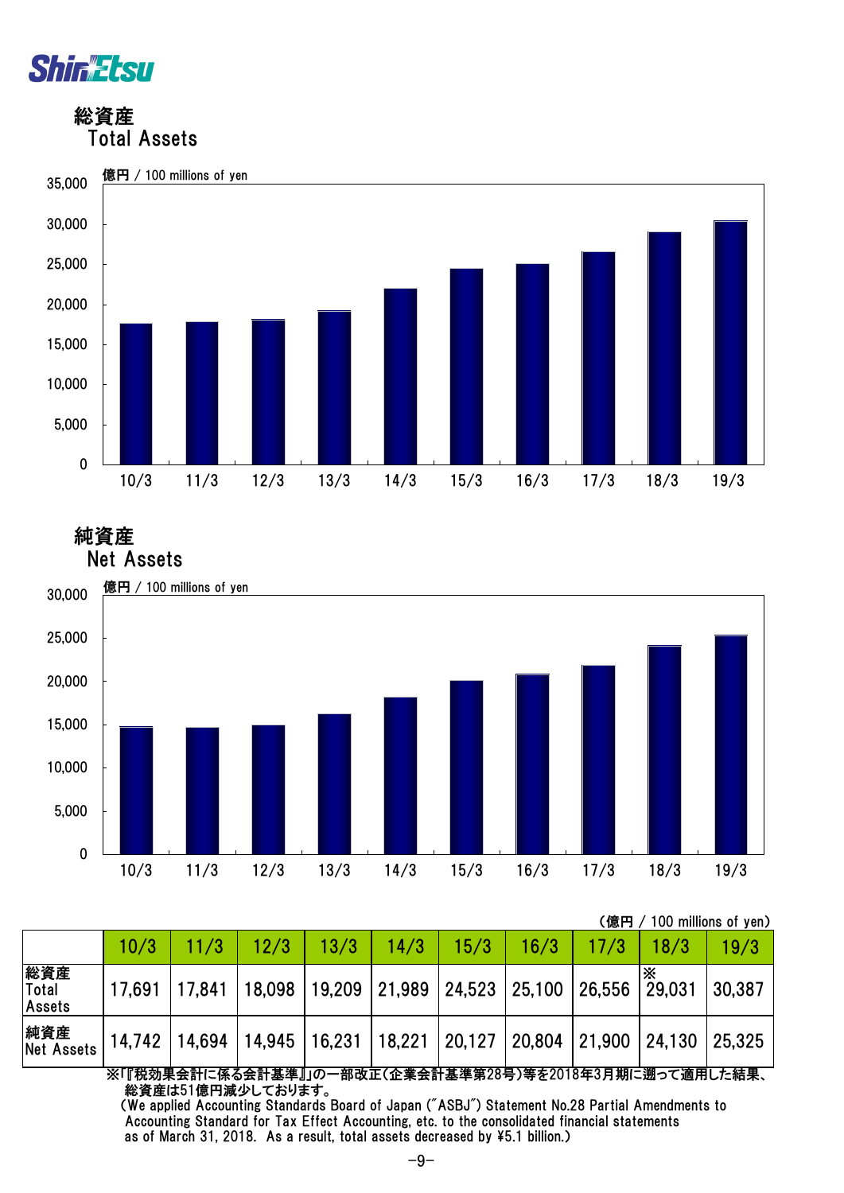## 総資産
## Total Assets

億円 / 100 millions of yen

## 純資産
## Net Assets

億円 / 100 millions of yen

（億円 / 100 millions of yen）

| | 10/3 | 11/3 | 12/3 | 13/3 | 14/3 | 15/3 | 16/3 | 17/3 | 18/3 | 19/3 |
|---|---|---|---|---|---|---|---|---|---|---|
| 総資産 Total Assets | 17,691 | 17,841 | 18,098 | 19,209 | 21,989 | 24,523 | 25,100 | 26,556 | ※ 29,031 | 30,387 |
| 純資産 Net Assets | 14,742 | 14,694 | 14,945 | 16,231 | 18,221 | 20,127 | 20,804 | 21,900 | 24,130 | 25,325 |

※『税効果会計に係る会計基準』の一部改正（企業会計基準第28号）等を2018年3月期に遡って適用した結果、総資産は51億円減少しております。
(We applied Accounting Standards Board of Japan ("ASBJ") Statement No.28 Partial Amendments to Accounting Standard for Tax Effect Accounting, etc. to the consolidated financial statements as of March 31, 2018. As a result, total assets decreased by ¥5.1 billion.)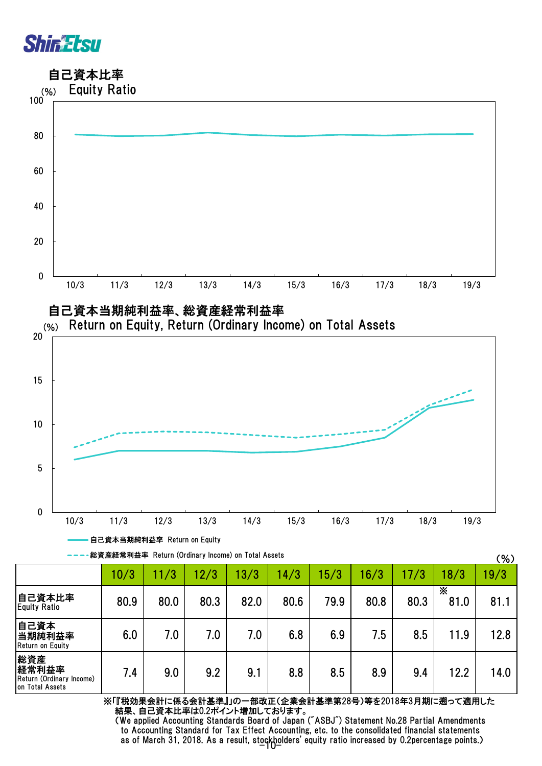## 自己資本比率
## Equity Ratio

## 自己資本当期純利益率、総資産経常利益率
## Return on Equity, Return (Ordinary Income) on Total Assets

(%)

| | 10/3 | 11/3 | 12/3 | 13/3 | 14/3 | 15/3 | 16/3 | 17/3 | 18/3 | 19/3 |
|---|---|---|---|---|---|---|---|---|---|---|
| 自己資本比率 Equity Ratio | 80.9 | 80.0 | 80.3 | 82.0 | 80.6 | 79.9 | 80.8 | 80.3 | ※ 81.0 | 81.1 |
| 自己資本当期純利益率 Return on Equity | 6.0 | 7.0 | 7.0 | 7.0 | 6.8 | 6.9 | 7.5 | 8.5 | 11.9 | 12.8 |
| 総資産経常利益率 Return (Ordinary Income) on Total Assets | 7.4 | 9.0 | 9.2 | 9.1 | 8.8 | 8.5 | 8.9 | 9.4 | 12.2 | 14.0 |

※「『税効果会計に係る会計基準』」の一部改正(企業会計基準第28号)等を2018年3月期に遡って適用した結果、自己資本比率は0.2ポイント増加しております。
(We applied Accounting Standards Board of Japan ("ASBJ") Statement No.28 Partial Amendments to Accounting Standard for Tax Effect Accounting, etc. to the consolidated financial statements as of March 31, 2018. As a result, stockholders' equity ratio increased by 0.2percentage points.)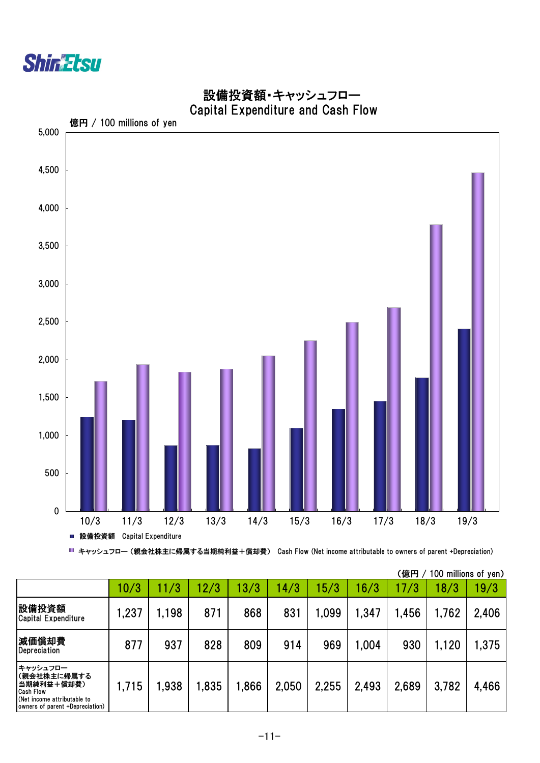Shin-Etsu

# 設備投資額・キャッシュフロー
# Capital Expenditure and Cash Flow

億円 / 100 millions of yen

5,000
4,500
4,000
3,500
3,000
2,500
2,000
1,500
1,000
500
0

10/3 11/3 12/3 13/3 14/3 15/3 16/3 17/3 18/3 19/3

設備投資額 Capital Expenditure

キャッシュフロー（親会社株主に帰属する当期純利益＋償却費） Cash Flow (Net income attributable to owners of parent +Depreciation)

（億円 / 100 millions of yen)

| | 10/3 | 11/3 | 12/3 | 13/3 | 14/3 | 15/3 | 16/3 | 17/3 | 18/3 | 19/3 |
|---|---|---|---|---|---|---|---|---|---|---|
| 設備投資額 Capital Expenditure | 1,237 | 1,198 | 871 | 868 | 831 | 1,099 | 1,347 | 1,456 | 1,762 | 2,406 |
| 減価償却費 Depreciation | 877 | 937 | 828 | 809 | 914 | 969 | 1,004 | 930 | 1,120 | 1,375 |
| キャッシュフロー（親会社株主に帰属する当期純利益＋償却費） Cash Flow (Net income attributable to owners of parent +Depreciation) | 1,715 | 1,938 | 1,835 | 1,866 | 2,050 | 2,255 | 2,493 | 2,689 | 3,782 | 4,466 |